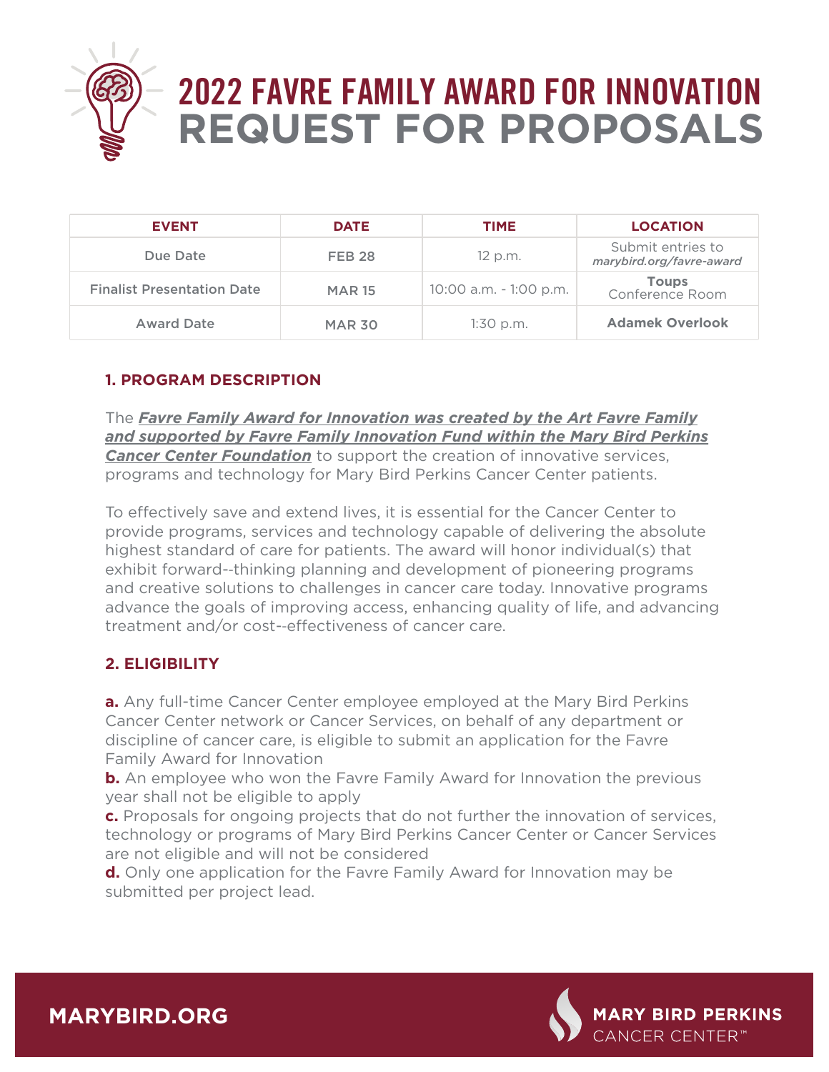# 2022 FAVRE FAMILY AWARD FOR INNOVATION
# REQUEST FOR PROPOSALS

| EVENT | DATE | TIME | LOCATION |
|---|---|---|---|
| Due Date | FEB 28 | 12 p.m. | Submit entries to *marybird.org/favre-award* |
| Finalist Presentation Date | MAR 15 | 10:00 a.m. - 1:00 p.m. | **Toups** Conference Room |
| Award Date | MAR 30 | 1:30 p.m. | **Adamek Overlook** |

## 1. PROGRAM DESCRIPTION

The ***Favre Family Award for Innovation was created by the Art Favre Family and supported by Favre Family Innovation Fund within the Mary Bird Perkins Cancer Center Foundation*** to support the creation of innovative services, programs and technology for Mary Bird Perkins Cancer Center patients.

To effectively save and extend lives, it is essential for the Cancer Center to provide programs, services and technology capable of delivering the absolute highest standard of care for patients. The award will honor individual(s) that exhibit forward--thinking planning and development of pioneering programs and creative solutions to challenges in cancer care today. Innovative programs advance the goals of improving access, enhancing quality of life, and advancing treatment and/or cost--effectiveness of cancer care.

## 2. ELIGIBILITY

**a.** Any full-time Cancer Center employee employed at the Mary Bird Perkins Cancer Center network or Cancer Services, on behalf of any department or discipline of cancer care, is eligible to submit an application for the Favre Family Award for Innovation

**b.** An employee who won the Favre Family Award for Innovation the previous year shall not be eligible to apply

**c.** Proposals for ongoing projects that do not further the innovation of services, technology or programs of Mary Bird Perkins Cancer Center or Cancer Services are not eligible and will not be considered

**d.** Only one application for the Favre Family Award for Innovation may be submitted per project lead.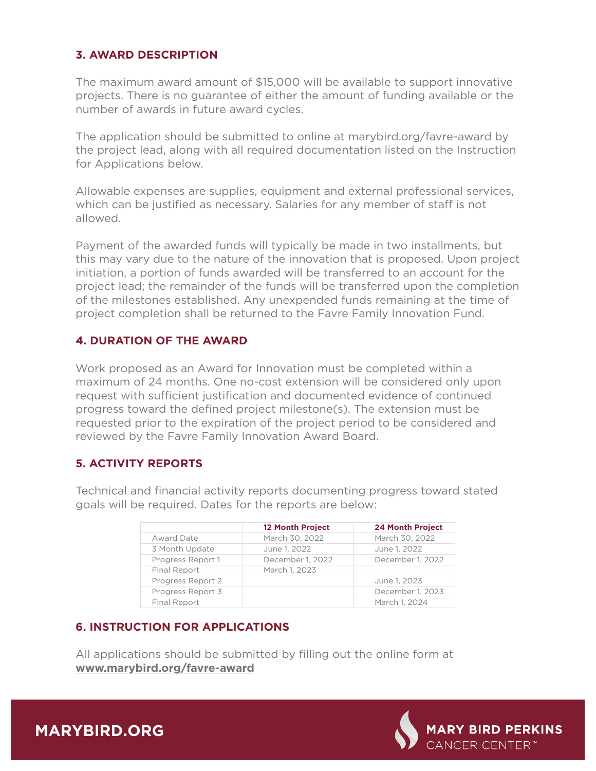## 3. AWARD DESCRIPTION

The maximum award amount of $15,000 will be available to support innovative projects. There is no guarantee of either the amount of funding available or the number of awards in future award cycles.

The application should be submitted to online at marybird.org/favre-award by the project lead, along with all required documentation listed on the Instruction for Applications below.

Allowable expenses are supplies, equipment and external professional services, which can be justified as necessary. Salaries for any member of staff is not allowed.

Payment of the awarded funds will typically be made in two installments, but this may vary due to the nature of the innovation that is proposed. Upon project initiation, a portion of funds awarded will be transferred to an account for the project lead; the remainder of the funds will be transferred upon the completion of the milestones established. Any unexpended funds remaining at the time of project completion shall be returned to the Favre Family Innovation Fund.

## 4. DURATION OF THE AWARD

Work proposed as an Award for Innovation must be completed within a maximum of 24 months. One no-cost extension will be considered only upon request with sufficient justification and documented evidence of continued progress toward the defined project milestone(s). The extension must be requested prior to the expiration of the project period to be considered and reviewed by the Favre Family Innovation Award Board.

## 5. ACTIVITY REPORTS

Technical and financial activity reports documenting progress toward stated goals will be required. Dates for the reports are below:

| | 12 Month Project | 24 Month Project |
|---|---|---|
| Award Date | March 30, 2022 | March 30, 2022 |
| 3 Month Update | June 1, 2022 | June 1, 2022 |
| Progress Report 1 | December 1, 2022 | December 1, 2022 |
| Final Report | March 1, 2023 | |
| Progress Report 2 | | June 1, 2023 |
| Progress Report 3 | | December 1, 2023 |
| Final Report | | March 1, 2024 |

## 6. INSTRUCTION FOR APPLICATIONS

All applications should be submitted by filling out the online form at **www.marybird.org/favre-award**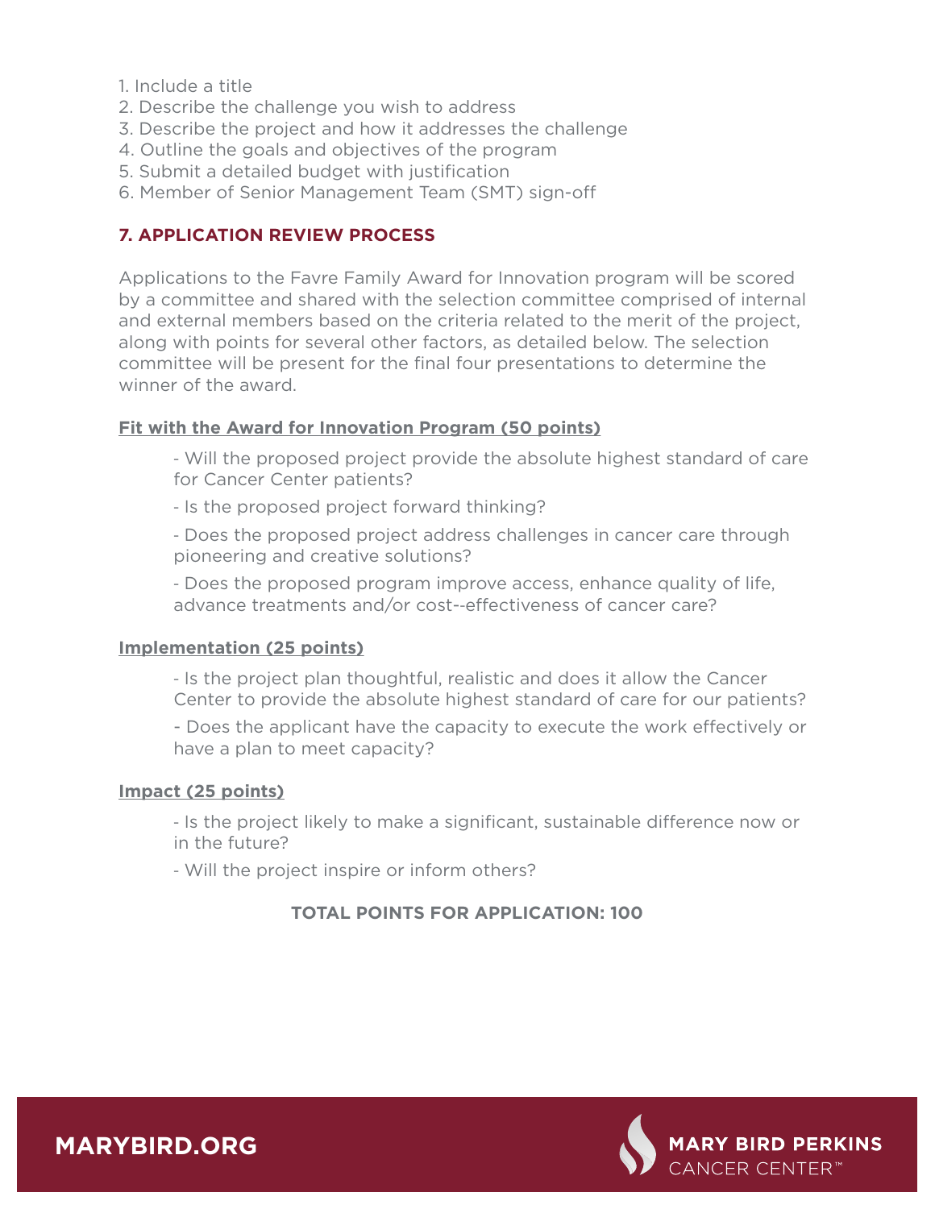1. Include a title
2. Describe the challenge you wish to address
3. Describe the project and how it addresses the challenge
4. Outline the goals and objectives of the program
5. Submit a detailed budget with justification
6. Member of Senior Management Team (SMT) sign-off

## 7. APPLICATION REVIEW PROCESS

Applications to the Favre Family Award for Innovation program will be scored by a committee and shared with the selection committee comprised of internal and external members based on the criteria related to the merit of the project, along with points for several other factors, as detailed below. The selection committee will be present for the final four presentations to determine the winner of the award.

**Fit with the Award for Innovation Program (50 points)**

- Will the proposed project provide the absolute highest standard of care for Cancer Center patients?
- Is the proposed project forward thinking?
- Does the proposed project address challenges in cancer care through pioneering and creative solutions?
- Does the proposed program improve access, enhance quality of life, advance treatments and/or cost--effectiveness of cancer care?

**Implementation (25 points)**

- Is the project plan thoughtful, realistic and does it allow the Cancer Center to provide the absolute highest standard of care for our patients?
- Does the applicant have the capacity to execute the work effectively or have a plan to meet capacity?

**Impact (25 points)**

- Is the project likely to make a significant, sustainable difference now or in the future?
- Will the project inspire or inform others?

**TOTAL POINTS FOR APPLICATION: 100**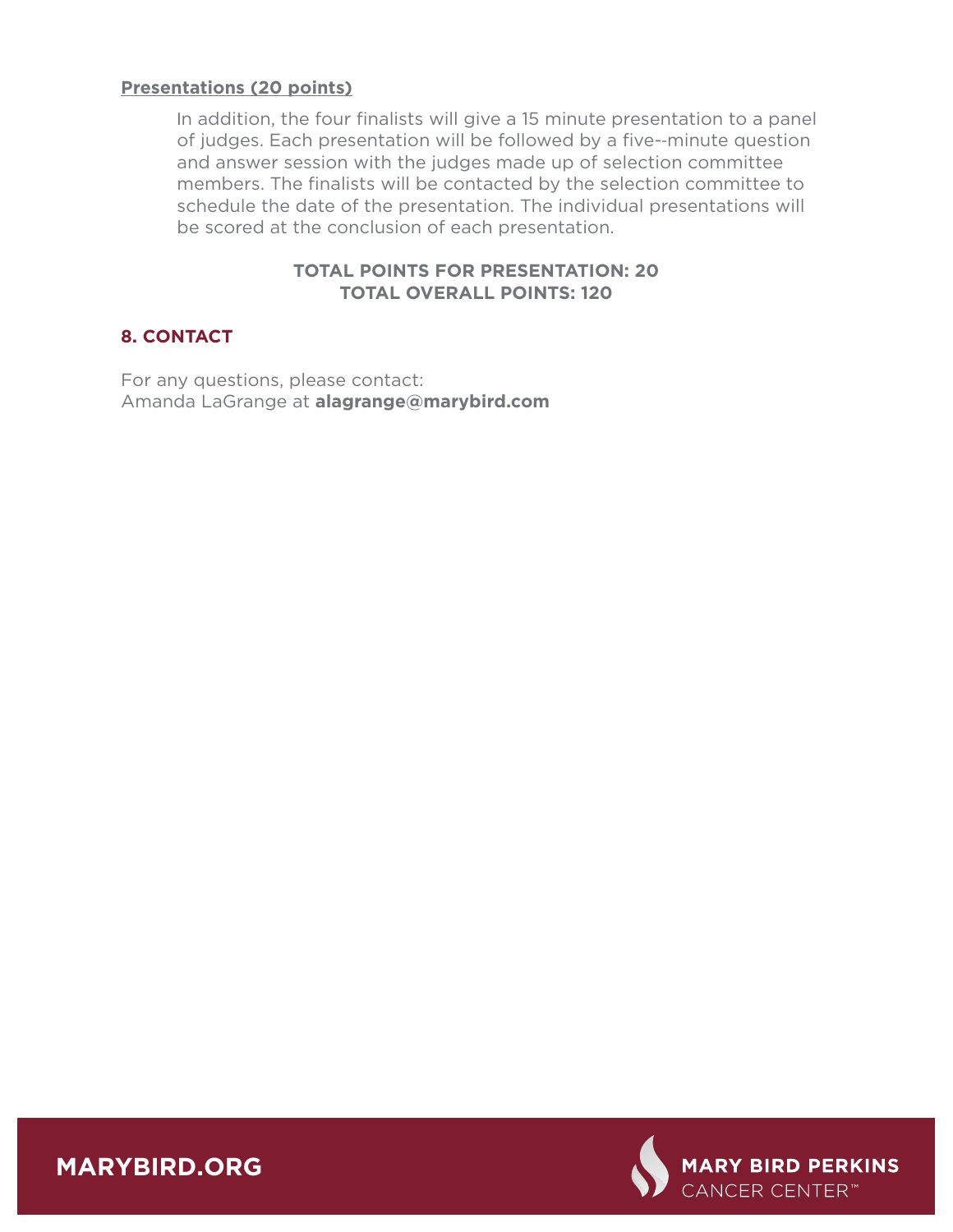**Presentations (20 points)**

In addition, the four finalists will give a 15 minute presentation to a panel of judges. Each presentation will be followed by a five--minute question and answer session with the judges made up of selection committee members. The finalists will be contacted by the selection committee to schedule the date of the presentation. The individual presentations will be scored at the conclusion of each presentation.

**TOTAL POINTS FOR PRESENTATION: 20**
**TOTAL OVERALL POINTS: 120**

## 8. CONTACT

For any questions, please contact:
Amanda LaGrange at **alagrange@marybird.com**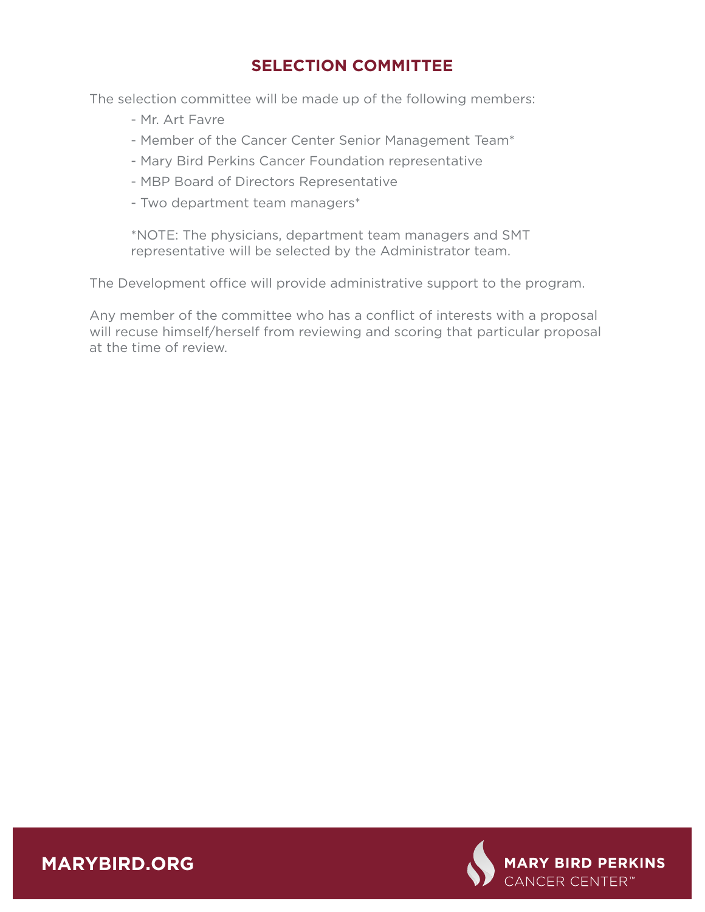## SELECTION COMMITTEE

The selection committee will be made up of the following members:

- Mr. Art Favre
- Member of the Cancer Center Senior Management Team*
- Mary Bird Perkins Cancer Foundation representative
- MBP Board of Directors Representative
- Two department team managers*

*NOTE: The physicians, department team managers and SMT representative will be selected by the Administrator team.

The Development office will provide administrative support to the program.

Any member of the committee who has a conflict of interests with a proposal will recuse himself/herself from reviewing and scoring that particular proposal at the time of review.